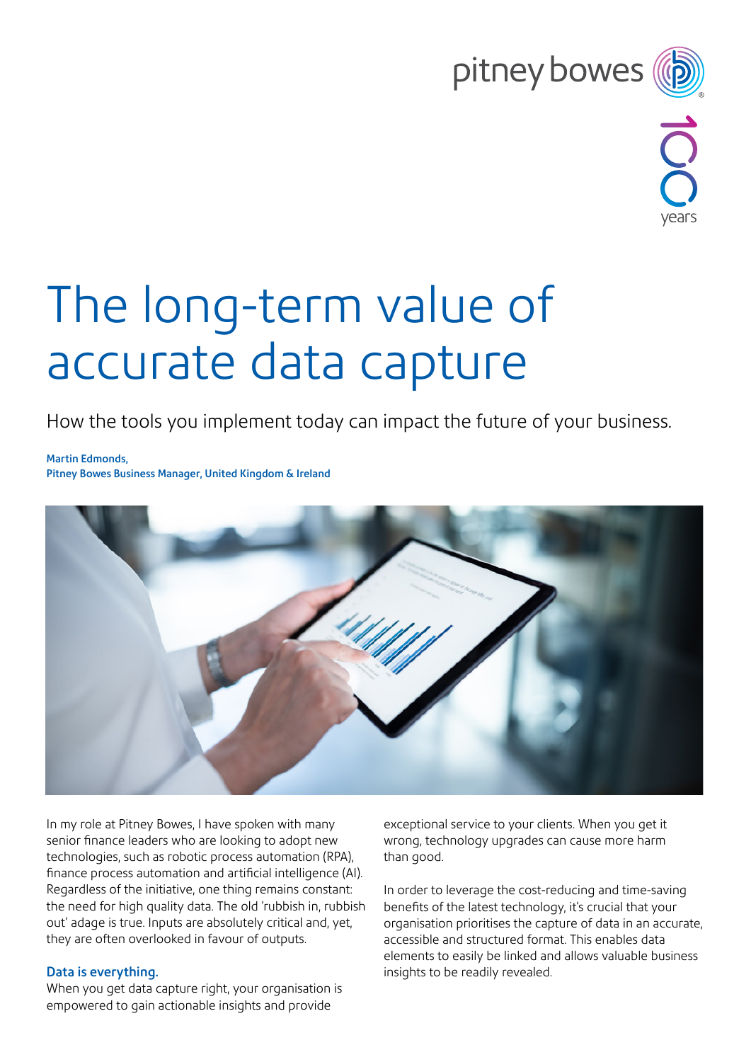# The long-term value of accurate data capture

How the tools you implement today can impact the future of your business.

**Martin Edmonds,**
**Pitney Bowes Business Manager, United Kingdom & Ireland**

In my role at Pitney Bowes, I have spoken with many senior finance leaders who are looking to adopt new technologies, such as robotic process automation (RPA), finance process automation and artificial intelligence (AI). Regardless of the initiative, one thing remains constant: the need for high quality data. The old 'rubbish in, rubbish out' adage is true. Inputs are absolutely critical and, yet, they are often overlooked in favour of outputs.

## Data is everything.

When you get data capture right, your organisation is empowered to gain actionable insights and provide exceptional service to your clients. When you get it wrong, technology upgrades can cause more harm than good.

In order to leverage the cost-reducing and time-saving benefits of the latest technology, it's crucial that your organisation prioritises the capture of data in an accurate, accessible and structured format. This enables data elements to easily be linked and allows valuable business insights to be readily revealed.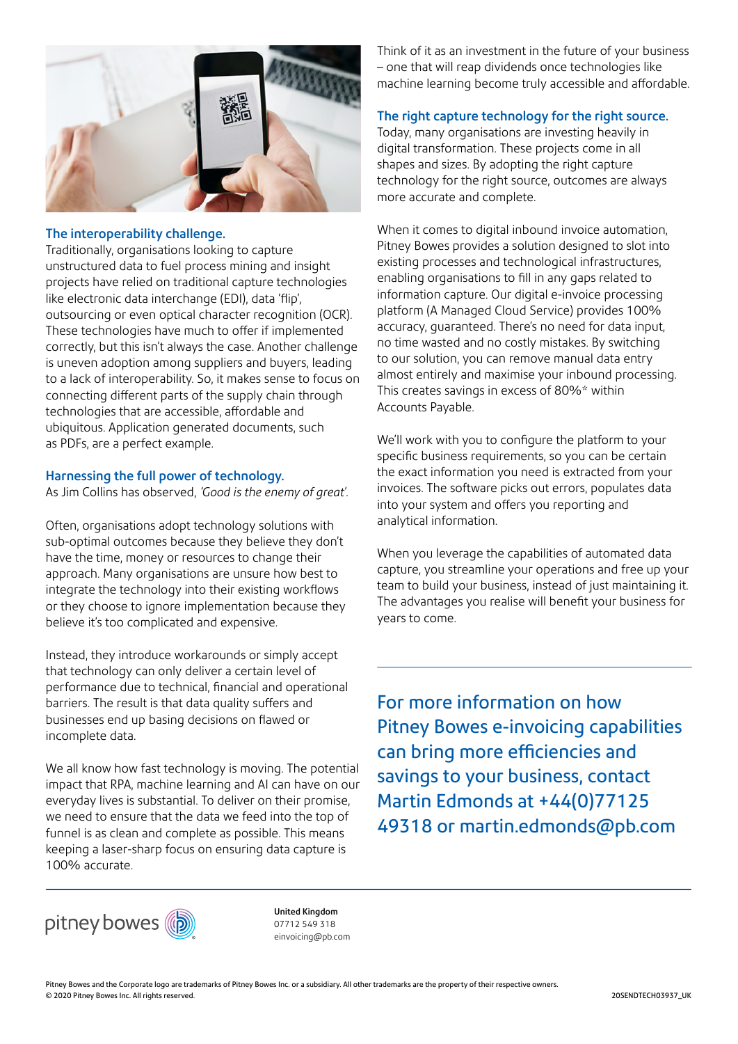## The interoperability challenge.

Traditionally, organisations looking to capture unstructured data to fuel process mining and insight projects have relied on traditional capture technologies like electronic data interchange (EDI), data 'flip', outsourcing or even optical character recognition (OCR). These technologies have much to offer if implemented correctly, but this isn't always the case. Another challenge is uneven adoption among suppliers and buyers, leading to a lack of interoperability. So, it makes sense to focus on connecting different parts of the supply chain through technologies that are accessible, affordable and ubiquitous. Application generated documents, such as PDFs, are a perfect example.

## Harnessing the full power of technology.

As Jim Collins has observed, *'Good is the enemy of great'*.

Often, organisations adopt technology solutions with sub-optimal outcomes because they believe they don't have the time, money or resources to change their approach. Many organisations are unsure how best to integrate the technology into their existing workflows or they choose to ignore implementation because they believe it's too complicated and expensive.

Instead, they introduce workarounds or simply accept that technology can only deliver a certain level of performance due to technical, financial and operational barriers. The result is that data quality suffers and businesses end up basing decisions on flawed or incomplete data.

We all know how fast technology is moving. The potential impact that RPA, machine learning and AI can have on our everyday lives is substantial. To deliver on their promise, we need to ensure that the data we feed into the top of funnel is as clean and complete as possible. This means keeping a laser-sharp focus on ensuring data capture is 100% accurate.

Think of it as an investment in the future of your business – one that will reap dividends once technologies like machine learning become truly accessible and affordable.

## The right capture technology for the right source.

Today, many organisations are investing heavily in digital transformation. These projects come in all shapes and sizes. By adopting the right capture technology for the right source, outcomes are always more accurate and complete.

When it comes to digital inbound invoice automation, Pitney Bowes provides a solution designed to slot into existing processes and technological infrastructures, enabling organisations to fill in any gaps related to information capture. Our digital e-invoice processing platform (A Managed Cloud Service) provides 100% accuracy, guaranteed. There's no need for data input, no time wasted and no costly mistakes. By switching to our solution, you can remove manual data entry almost entirely and maximise your inbound processing. This creates savings in excess of 80%* within Accounts Payable.

We'll work with you to configure the platform to your specific business requirements, so you can be certain the exact information you need is extracted from your invoices. The software picks out errors, populates data into your system and offers you reporting and analytical information.

When you leverage the capabilities of automated data capture, you streamline your operations and free up your team to build your business, instead of just maintaining it. The advantages you realise will benefit your business for years to come.

---

**For more information on how Pitney Bowes e-invoicing capabilities can bring more efficiencies and savings to your business, contact Martin Edmonds at +44(0)77125 49318 or martin.edmonds@pb.com**

---

pitney bowes

**United Kingdom**
07712 549 318
einvoicing@pb.com

Pitney Bowes and the Corporate logo are trademarks of Pitney Bowes Inc. or a subsidiary. All other trademarks are the property of their respective owners.
© 2020 Pitney Bowes Inc. All rights reserved.

20SENDTECH03937_UK